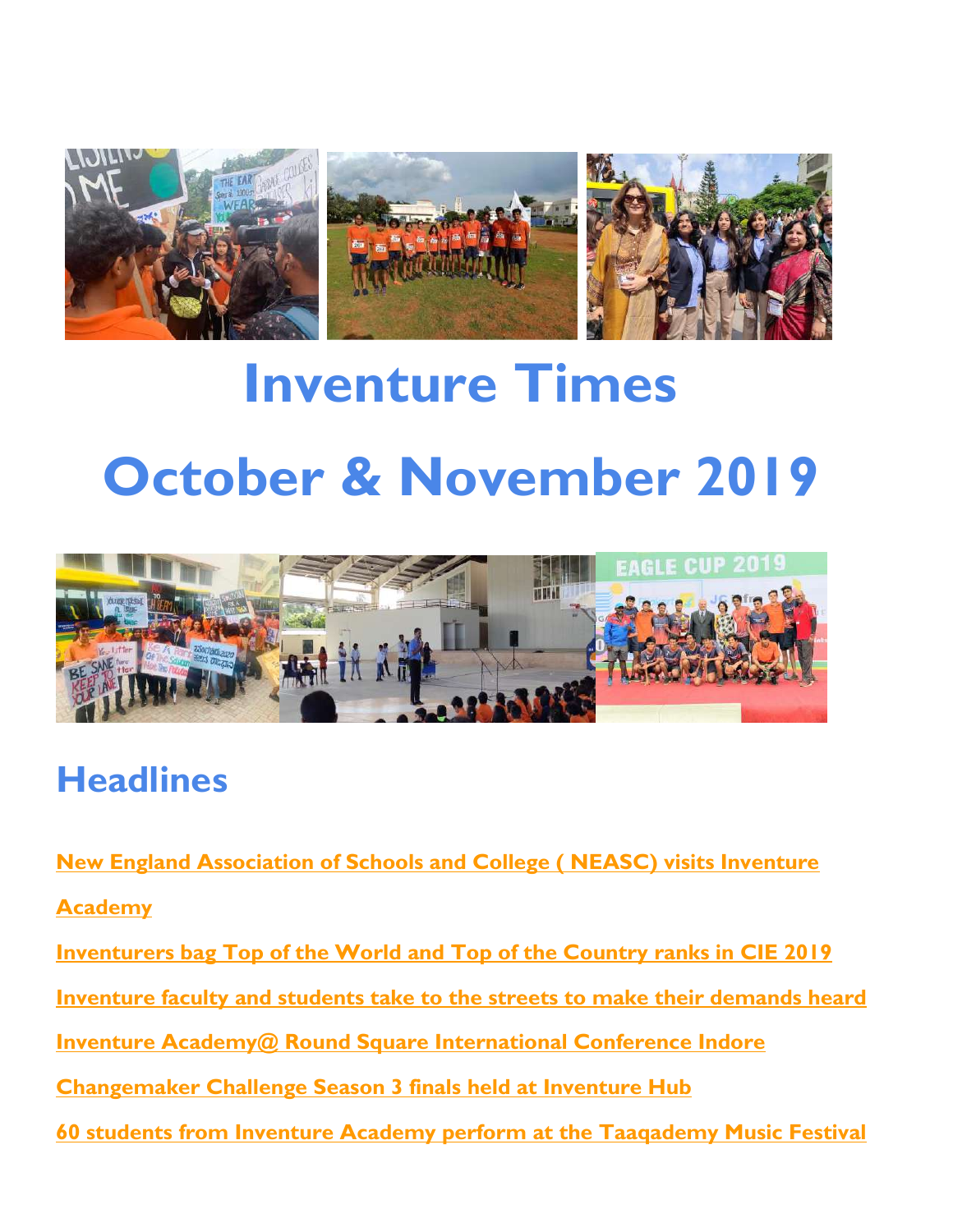# Inventure Times

# October & November 2019

## Headlines

New England Association of Schools and College ( NEASC) visits Inventure Academy

Inventurers bag Top of the World and Top of the Country ranks in CIE 2019

Inventure faculty and students take to the streets to make their demands heard

Inventure Academy@ Round Square International Conference Indore

Changemaker Challenge Season 3 finals held at Inventure Hub

60 students from Inventure Academy perform at the Taaqademy Music Festival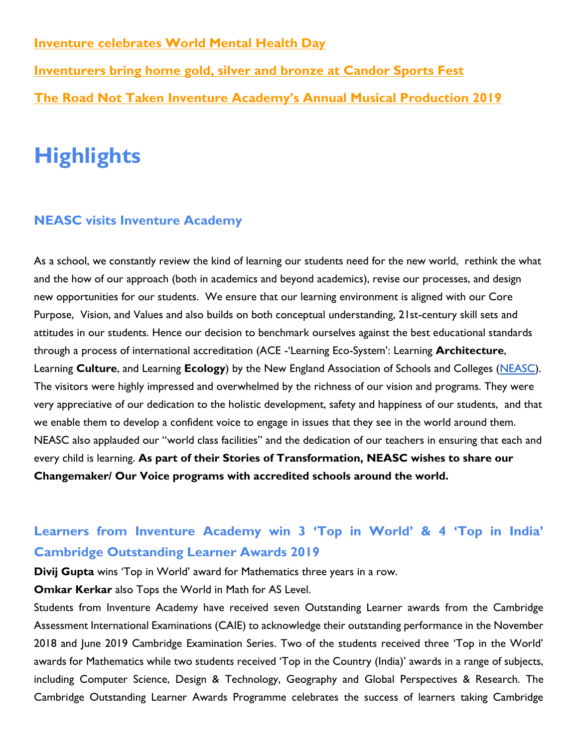[Inventure celebrates World Mental Health Day](#)

[Inventurers bring home gold, silver and bronze at Candor Sports Fest](#)

[The Road Not Taken Inventure Academy's Annual Musical Production 2019](#)

# Highlights

## NEASC visits Inventure Academy

As a school, we constantly review the kind of learning our students need for the new world, rethink the what and the how of our approach (both in academics and beyond academics), revise our processes, and design new opportunities for our students. We ensure that our learning environment is aligned with our Core Purpose, Vision, and Values and also builds on both conceptual understanding, 21st-century skill sets and attitudes in our students. Hence our decision to benchmark ourselves against the best educational standards through a process of international accreditation (ACE -'Learning Eco-System': Learning **Architecture**, Learning **Culture**, and Learning **Ecology**) by the New England Association of Schools and Colleges ([NEASC](#)). The visitors were highly impressed and overwhelmed by the richness of our vision and programs. They were very appreciative of our dedication to the holistic development, safety and happiness of our students, and that we enable them to develop a confident voice to engage in issues that they see in the world around them. NEASC also applauded our "world class facilities" and the dedication of our teachers in ensuring that each and every child is learning. **As part of their Stories of Transformation, NEASC wishes to share our Changemaker/ Our Voice programs with accredited schools around the world.**

## Learners from Inventure Academy win 3 'Top in World' & 4 'Top in India' Cambridge Outstanding Learner Awards 2019

**Divij Gupta** wins 'Top in World' award for Mathematics three years in a row.

**Omkar Kerkar** also Tops the World in Math for AS Level.

Students from Inventure Academy have received seven Outstanding Learner awards from the Cambridge Assessment International Examinations (CAIE) to acknowledge their outstanding performance in the November 2018 and June 2019 Cambridge Examination Series. Two of the students received three 'Top in the World' awards for Mathematics while two students received 'Top in the Country (India)' awards in a range of subjects, including Computer Science, Design & Technology, Geography and Global Perspectives & Research. The Cambridge Outstanding Learner Awards Programme celebrates the success of learners taking Cambridge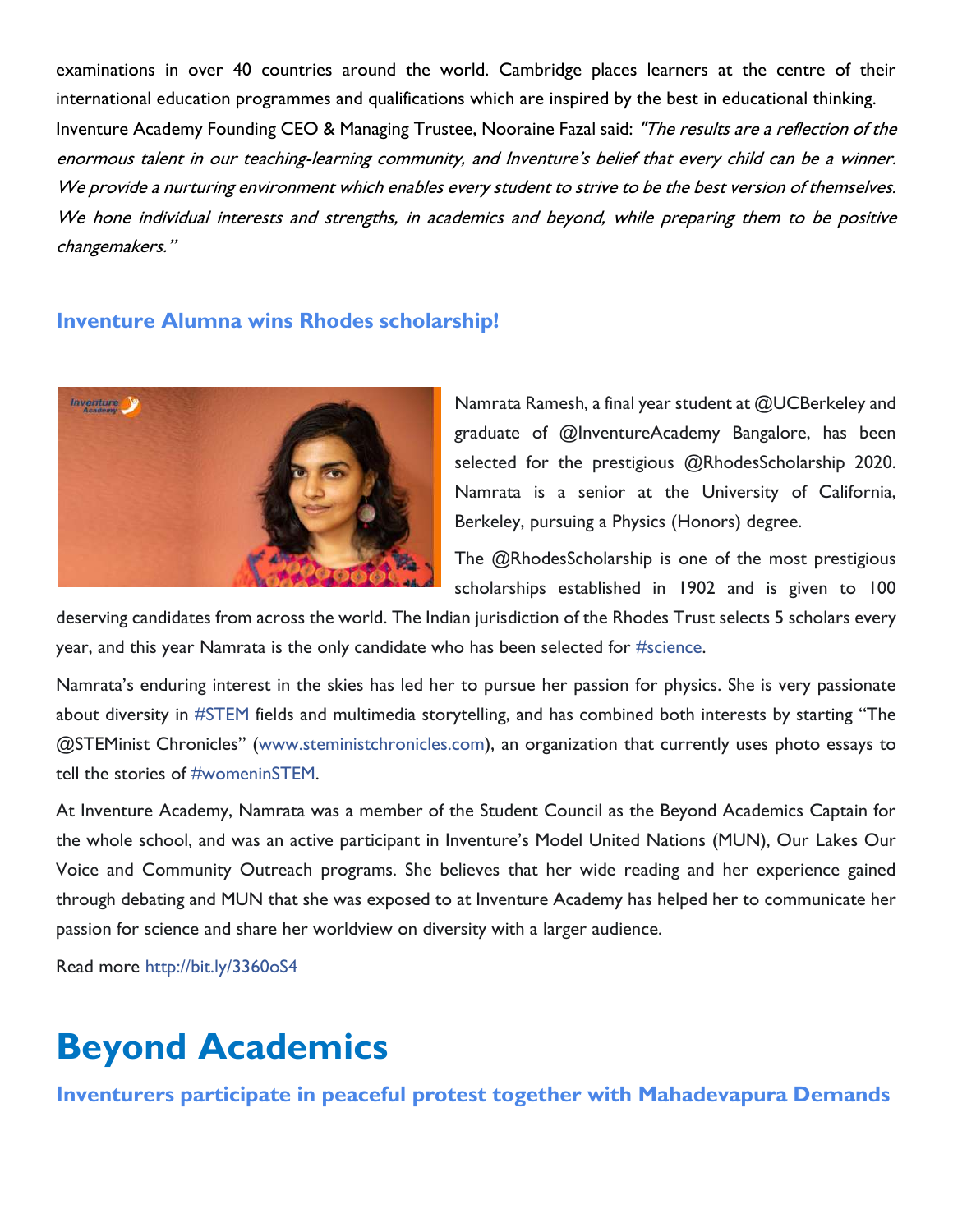examinations in over 40 countries around the world. Cambridge places learners at the centre of their international education programmes and qualifications which are inspired by the best in educational thinking.

Inventure Academy Founding CEO & Managing Trustee, Nooraine Fazal said: *"The results are a reflection of the enormous talent in our teaching-learning community, and Inventure's belief that every child can be a winner. We provide a nurturing environment which enables every student to strive to be the best version of themselves. We hone individual interests and strengths, in academics and beyond, while preparing them to be positive changemakers."*

### Inventure Alumna wins Rhodes scholarship!

Namrata Ramesh, a final year student at @UCBerkeley and graduate of @InventureAcademy Bangalore, has been selected for the prestigious @RhodesScholarship 2020. Namrata is a senior at the University of California, Berkeley, pursuing a Physics (Honors) degree.

The @RhodesScholarship is one of the most prestigious scholarships established in 1902 and is given to 100 deserving candidates from across the world. The Indian jurisdiction of the Rhodes Trust selects 5 scholars every year, and this year Namrata is the only candidate who has been selected for #science.

Namrata's enduring interest in the skies has led her to pursue her passion for physics. She is very passionate about diversity in #STEM fields and multimedia storytelling, and has combined both interests by starting "The @STEMinist Chronicles" (www.steministchronicles.com), an organization that currently uses photo essays to tell the stories of #womeninSTEM.

At Inventure Academy, Namrata was a member of the Student Council as the Beyond Academics Captain for the whole school, and was an active participant in Inventure's Model United Nations (MUN), Our Lakes Our Voice and Community Outreach programs. She believes that her wide reading and her experience gained through debating and MUN that she was exposed to at Inventure Academy has helped her to communicate her passion for science and share her worldview on diversity with a larger audience.

Read more http://bit.ly/3360oS4

# Beyond Academics

### Inventurers participate in peaceful protest together with Mahadevapura Demands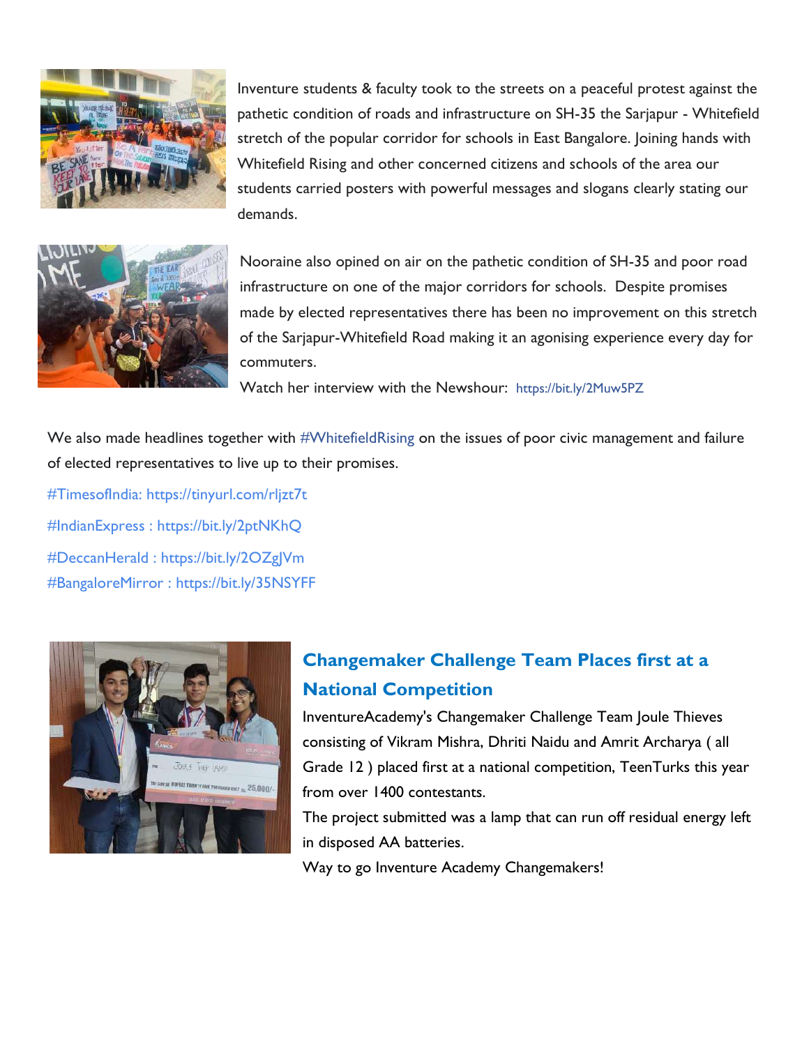Inventure students & faculty took to the streets on a peaceful protest against the pathetic condition of roads and infrastructure on SH-35 the Sarjapur - Whitefield stretch of the popular corridor for schools in East Bangalore. Joining hands with Whitefield Rising and other concerned citizens and schools of the area our students carried posters with powerful messages and slogans clearly stating our demands.

Nooraine also opined on air on the pathetic condition of SH-35 and poor road infrastructure on one of the major corridors for schools. Despite promises made by elected representatives there has been no improvement on this stretch of the Sarjapur-Whitefield Road making it an agonising experience every day for commuters.

Watch her interview with the Newshour: https://bit.ly/2Muw5PZ

We also made headlines together with #WhitefieldRising on the issues of poor civic management and failure of elected representatives to live up to their promises.

#TimesofIndia: https://tinyurl.com/rljzt7t

#IndianExpress : https://bit.ly/2ptNKhQ

#DeccanHerald : https://bit.ly/2OZgJVm

#BangaloreMirror : https://bit.ly/35NSYFF

## Changemaker Challenge Team Places first at a National Competition

InventureAcademy's Changemaker Challenge Team Joule Thieves consisting of Vikram Mishra, Dhriti Naidu and Amrit Archarya ( all Grade 12 ) placed first at a national competition, TeenTurks this year from over 1400 contestants.

The project submitted was a lamp that can run off residual energy left in disposed AA batteries.

Way to go Inventure Academy Changemakers!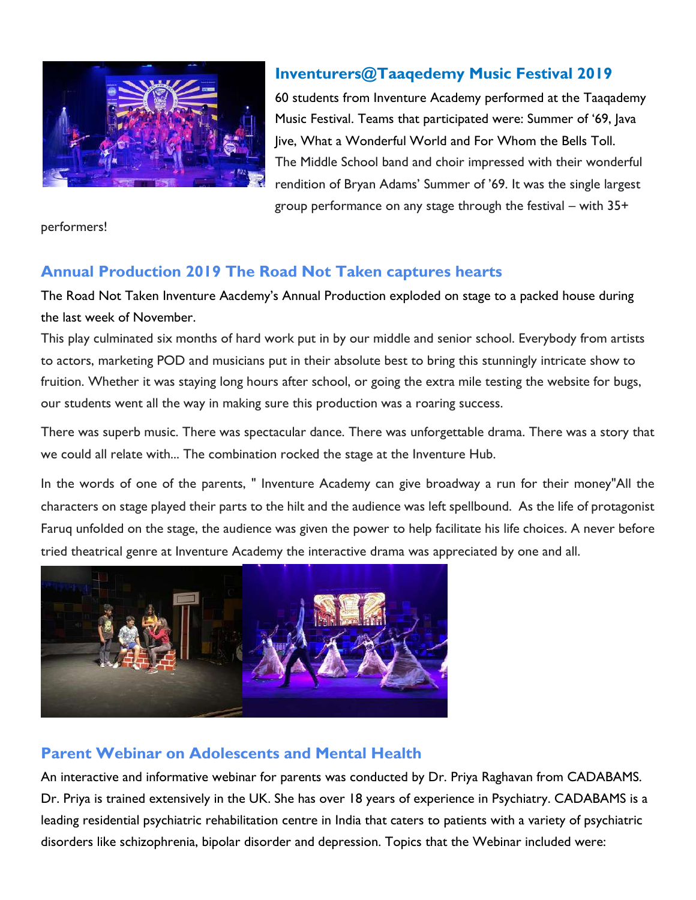## Inventurers@Taaqedemy Music Festival 2019

60 students from Inventure Academy performed at the Taaqademy Music Festival. Teams that participated were: Summer of '69, Java Jive, What a Wonderful World and For Whom the Bells Toll. The Middle School band and choir impressed with their wonderful rendition of Bryan Adams' Summer of '69. It was the single largest group performance on any stage through the festival – with 35+ performers!

## Annual Production 2019 The Road Not Taken captures hearts

The Road Not Taken Inventure Aacdemy's Annual Production exploded on stage to a packed house during the last week of November.

This play culminated six months of hard work put in by our middle and senior school. Everybody from artists to actors, marketing POD and musicians put in their absolute best to bring this stunningly intricate show to fruition. Whether it was staying long hours after school, or going the extra mile testing the website for bugs, our students went all the way in making sure this production was a roaring success.

There was superb music. There was spectacular dance. There was unforgettable drama. There was a story that we could all relate with... The combination rocked the stage at the Inventure Hub.

In the words of one of the parents, " Inventure Academy can give broadway a run for their money"All the characters on stage played their parts to the hilt and the audience was left spellbound. As the life of protagonist Faruq unfolded on the stage, the audience was given the power to help facilitate his life choices. A never before tried theatrical genre at Inventure Academy the interactive drama was appreciated by one and all.

## Parent Webinar on Adolescents and Mental Health

An interactive and informative webinar for parents was conducted by Dr. Priya Raghavan from CADABAMS. Dr. Priya is trained extensively in the UK. She has over 18 years of experience in Psychiatry. CADABAMS is a leading residential psychiatric rehabilitation centre in India that caters to patients with a variety of psychiatric disorders like schizophrenia, bipolar disorder and depression. Topics that the Webinar included were: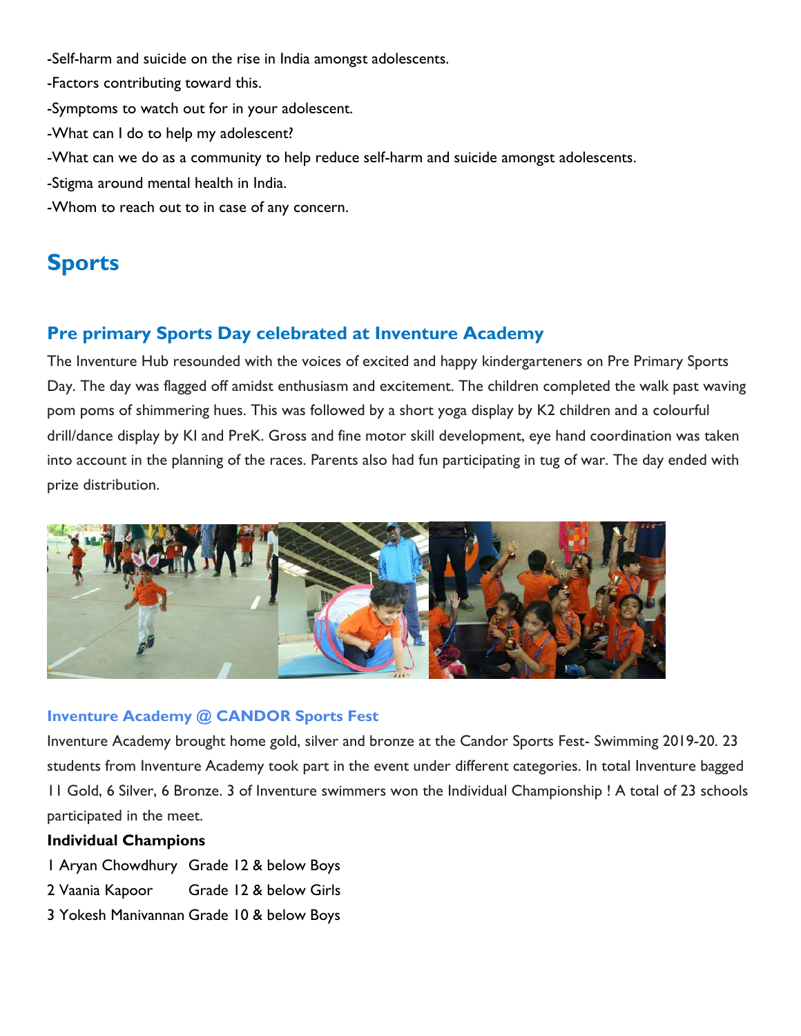-Self-harm and suicide on the rise in India amongst adolescents.

-Factors contributing toward this.

-Symptoms to watch out for in your adolescent.

-What can I do to help my adolescent?

-What can we do as a community to help reduce self-harm and suicide amongst adolescents.

-Stigma around mental health in India.

-Whom to reach out to in case of any concern.

# Sports

## Pre primary Sports Day celebrated at Inventure Academy

The Inventure Hub resounded with the voices of excited and happy kindergarteners on Pre Primary Sports Day. The day was flagged off amidst enthusiasm and excitement. The children completed the walk past waving pom poms of shimmering hues. This was followed by a short yoga display by K2 children and a colourful drill/dance display by KI and PreK. Gross and fine motor skill development, eye hand coordination was taken into account in the planning of the races. Parents also had fun participating in tug of war. The day ended with prize distribution.

### Inventure Academy @ CANDOR Sports Fest

Inventure Academy brought home gold, silver and bronze at the Candor Sports Fest- Swimming 2019-20. 23 students from Inventure Academy took part in the event under different categories. In total Inventure bagged 11 Gold, 6 Silver, 6 Bronze. 3 of Inventure swimmers won the Individual Championship ! A total of 23 schools participated in the meet.

**Individual Champions**

1 Aryan Chowdhury Grade 12 & below Boys

2 Vaania Kapoor Grade 12 & below Girls

3 Yokesh Manivannan Grade 10 & below Boys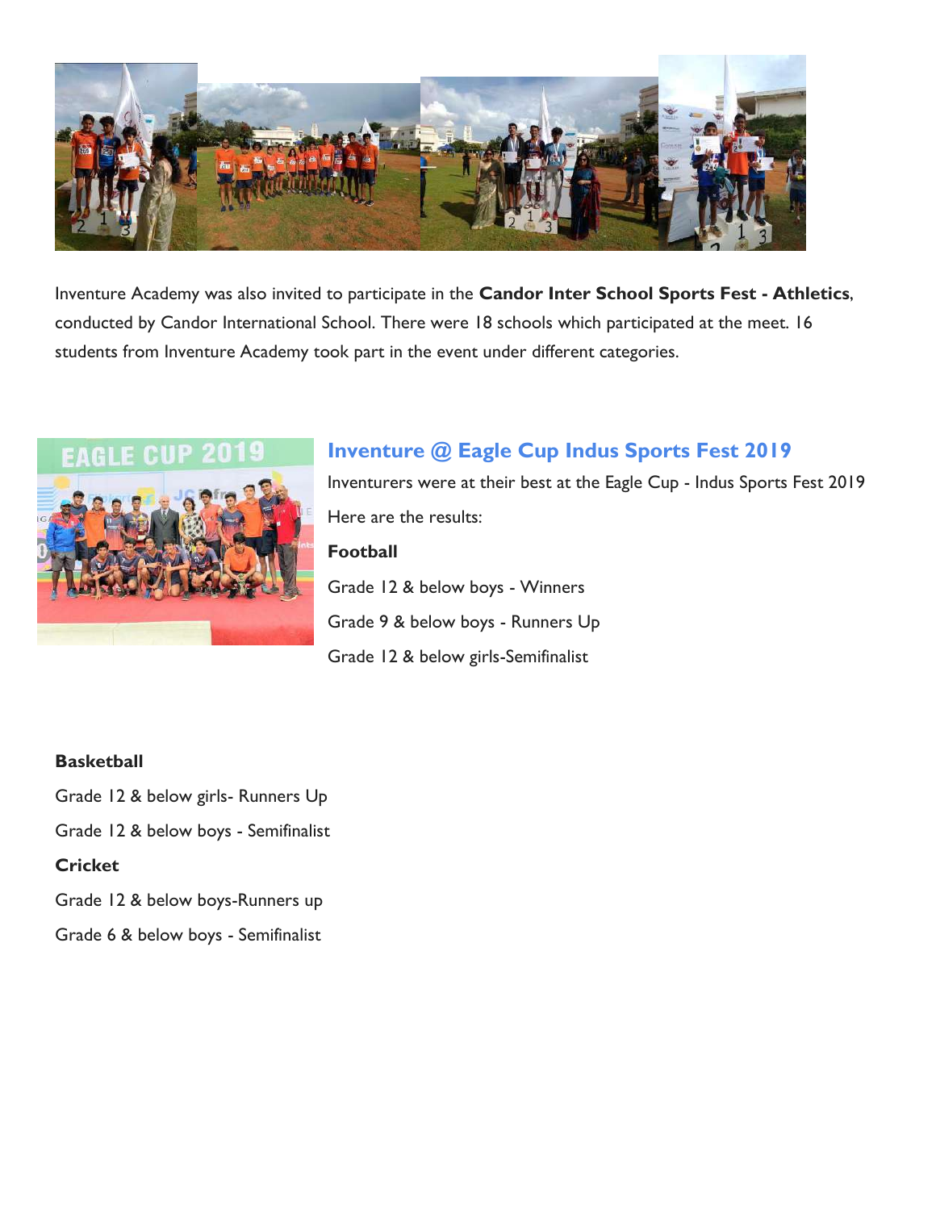Inventure Academy was also invited to participate in the **Candor Inter School Sports Fest - Athletics**, conducted by Candor International School. There were 18 schools which participated at the meet. 16 students from Inventure Academy took part in the event under different categories.

## Inventure @ Eagle Cup Indus Sports Fest 2019

Inventurers were at their best at the Eagle Cup - Indus Sports Fest 2019

Here are the results:

**Football**

Grade 12 & below boys - Winners

Grade 9 & below boys - Runners Up

Grade 12 & below girls-Semifinalist

**Basketball**

Grade 12 & below girls- Runners Up

Grade 12 & below boys - Semifinalist

**Cricket**

Grade 12 & below boys-Runners up

Grade 6 & below boys - Semifinalist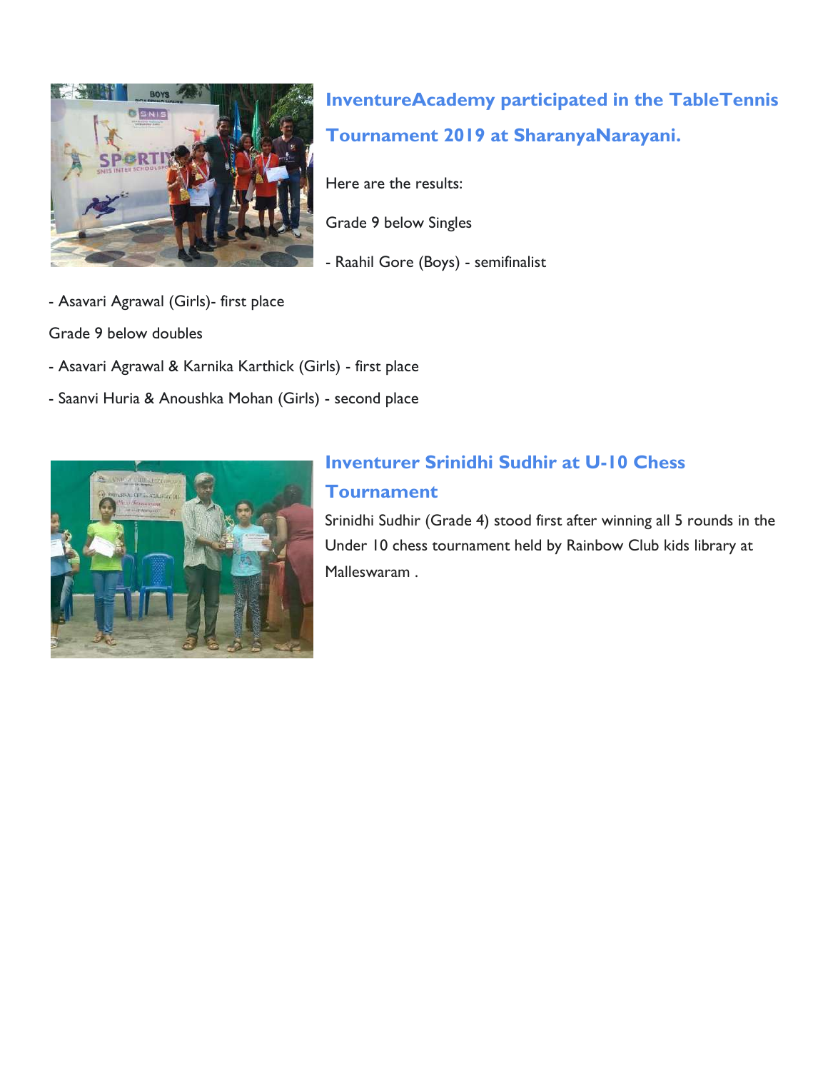## InventureAcademy participated in the TableTennis Tournament 2019 at SharanyaNarayani.

Here are the results:

Grade 9 below Singles

- Raahil Gore (Boys) - semifinalist
- Asavari Agrawal (Girls)- first place

Grade 9 below doubles

- Asavari Agrawal & Karnika Karthick (Girls) - first place
- Saanvi Huria & Anoushka Mohan (Girls) - second place

## Inventurer Srinidhi Sudhir at U-10 Chess Tournament

Srinidhi Sudhir (Grade 4) stood first after winning all 5 rounds in the Under 10 chess tournament held by Rainbow Club kids library at Malleswaram .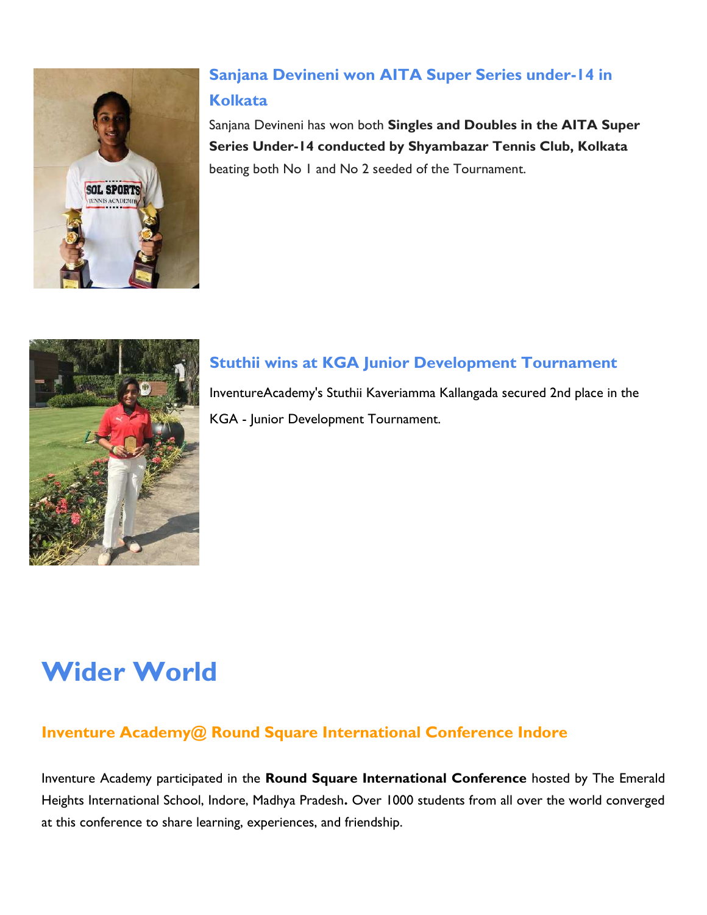### Sanjana Devineni won AITA Super Series under-14 in Kolkata

Sanjana Devineni has won both **Singles and Doubles in the AITA Super Series Under-14 conducted by Shyambazar Tennis Club, Kolkata** beating both No 1 and No 2 seeded of the Tournament.

### Stuthii wins at KGA Junior Development Tournament

InventureAcademy's Stuthii Kaveriamma Kallangada secured 2nd place in the KGA - Junior Development Tournament.

# Wider World

## Inventure Academy@ Round Square International Conference Indore

Inventure Academy participated in the **Round Square International Conference** hosted by The Emerald Heights International School, Indore, Madhya Pradesh**.** Over 1000 students from all over the world converged at this conference to share learning, experiences, and friendship.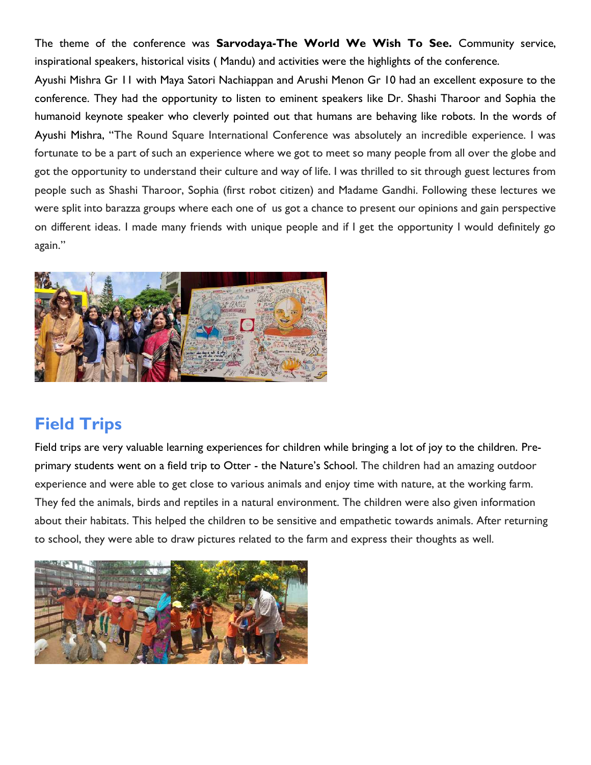The theme of the conference was **Sarvodaya-The World We Wish To See.** Community service, inspirational speakers, historical visits ( Mandu) and activities were the highlights of the conference.

Ayushi Mishra Gr 11 with Maya Satori Nachiappan and Arushi Menon Gr 10 had an excellent exposure to the conference. They had the opportunity to listen to eminent speakers like Dr. Shashi Tharoor and Sophia the humanoid keynote speaker who cleverly pointed out that humans are behaving like robots. In the words of Ayushi Mishra, "The Round Square International Conference was absolutely an incredible experience. I was fortunate to be a part of such an experience where we got to meet so many people from all over the globe and got the opportunity to understand their culture and way of life. I was thrilled to sit through guest lectures from people such as Shashi Tharoor, Sophia (first robot citizen) and Madame Gandhi. Following these lectures we were split into barazza groups where each one of us got a chance to present our opinions and gain perspective on different ideas. I made many friends with unique people and if I get the opportunity I would definitely go again."

## Field Trips

Field trips are very valuable learning experiences for children while bringing a lot of joy to the children. Pre-primary students went on a field trip to Otter - the Nature's School. The children had an amazing outdoor experience and were able to get close to various animals and enjoy time with nature, at the working farm. They fed the animals, birds and reptiles in a natural environment. The children were also given information about their habitats. This helped the children to be sensitive and empathetic towards animals. After returning to school, they were able to draw pictures related to the farm and express their thoughts as well.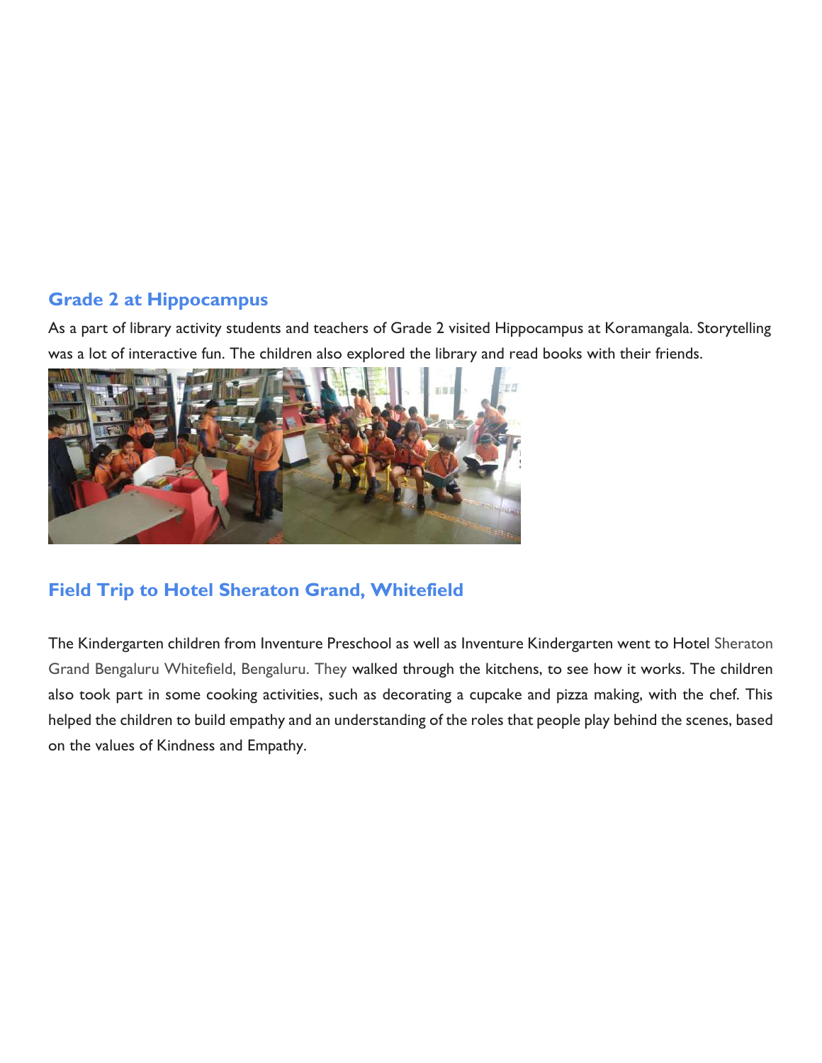## Grade 2 at Hippocampus

As a part of library activity students and teachers of Grade 2 visited Hippocampus at Koramangala. Storytelling was a lot of interactive fun. The children also explored the library and read books with their friends.

## Field Trip to Hotel Sheraton Grand, Whitefield

The Kindergarten children from Inventure Preschool as well as Inventure Kindergarten went to Hotel Sheraton Grand Bengaluru Whitefield, Bengaluru. They walked through the kitchens, to see how it works. The children also took part in some cooking activities, such as decorating a cupcake and pizza making, with the chef. This helped the children to build empathy and an understanding of the roles that people play behind the scenes, based on the values of Kindness and Empathy.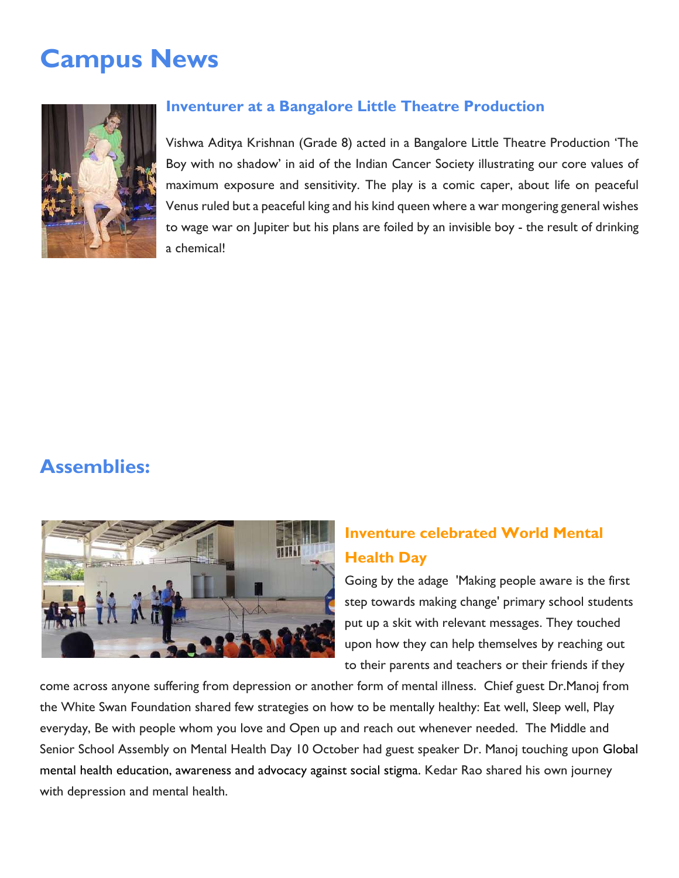# Campus News

### Inventurer at a Bangalore Little Theatre Production

Vishwa Aditya Krishnan (Grade 8) acted in a Bangalore Little Theatre Production 'The Boy with no shadow' in aid of the Indian Cancer Society illustrating our core values of maximum exposure and sensitivity. The play is a comic caper, about life on peaceful Venus ruled but a peaceful king and his kind queen where a war mongering general wishes to wage war on Jupiter but his plans are foiled by an invisible boy - the result of drinking a chemical!

## Assemblies:

### Inventure celebrated World Mental Health Day

Going by the adage 'Making people aware is the first step towards making change' primary school students put up a skit with relevant messages. They touched upon how they can help themselves by reaching out to their parents and teachers or their friends if they come across anyone suffering from depression or another form of mental illness. Chief guest Dr.Manoj from the White Swan Foundation shared few strategies on how to be mentally healthy: Eat well, Sleep well, Play everyday, Be with people whom you love and Open up and reach out whenever needed. The Middle and Senior School Assembly on Mental Health Day 10 October had guest speaker Dr. Manoj touching upon Global mental health education, awareness and advocacy against social stigma. Kedar Rao shared his own journey with depression and mental health.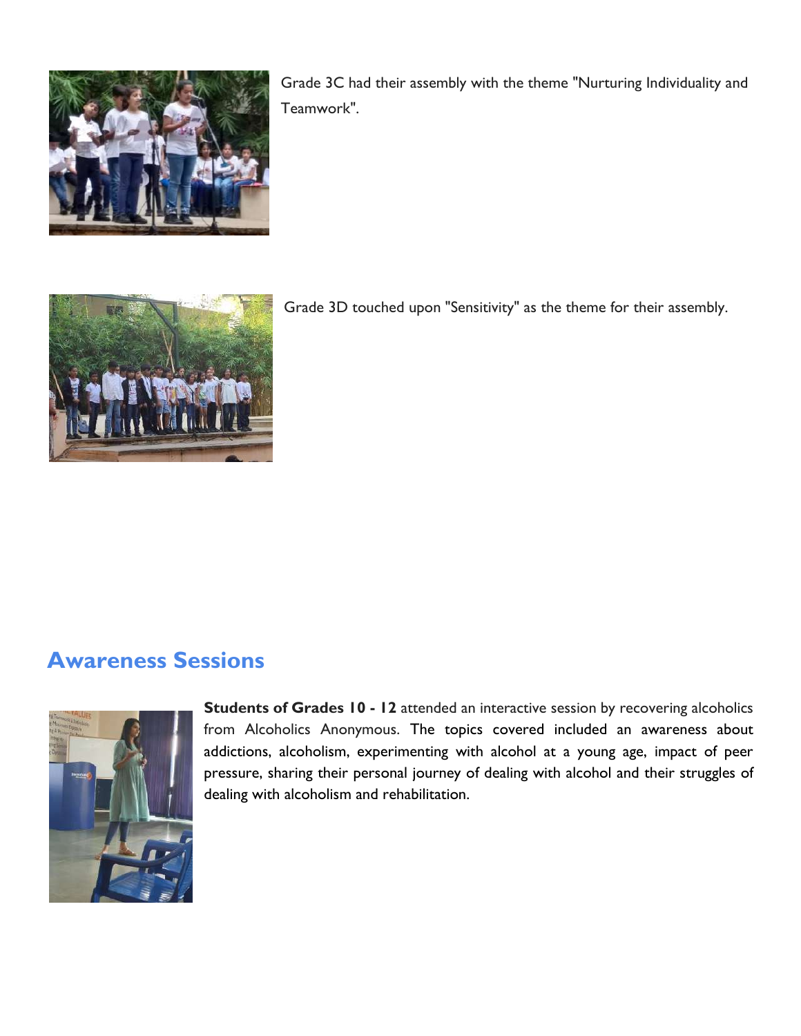Grade 3C had their assembly with the theme "Nurturing Individuality and Teamwork".

Grade 3D touched upon "Sensitivity" as the theme for their assembly.

## Awareness Sessions

**Students of Grades 10 - 12** attended an interactive session by recovering alcoholics from Alcoholics Anonymous. The topics covered included an awareness about addictions, alcoholism, experimenting with alcohol at a young age, impact of peer pressure, sharing their personal journey of dealing with alcohol and their struggles of dealing with alcoholism and rehabilitation.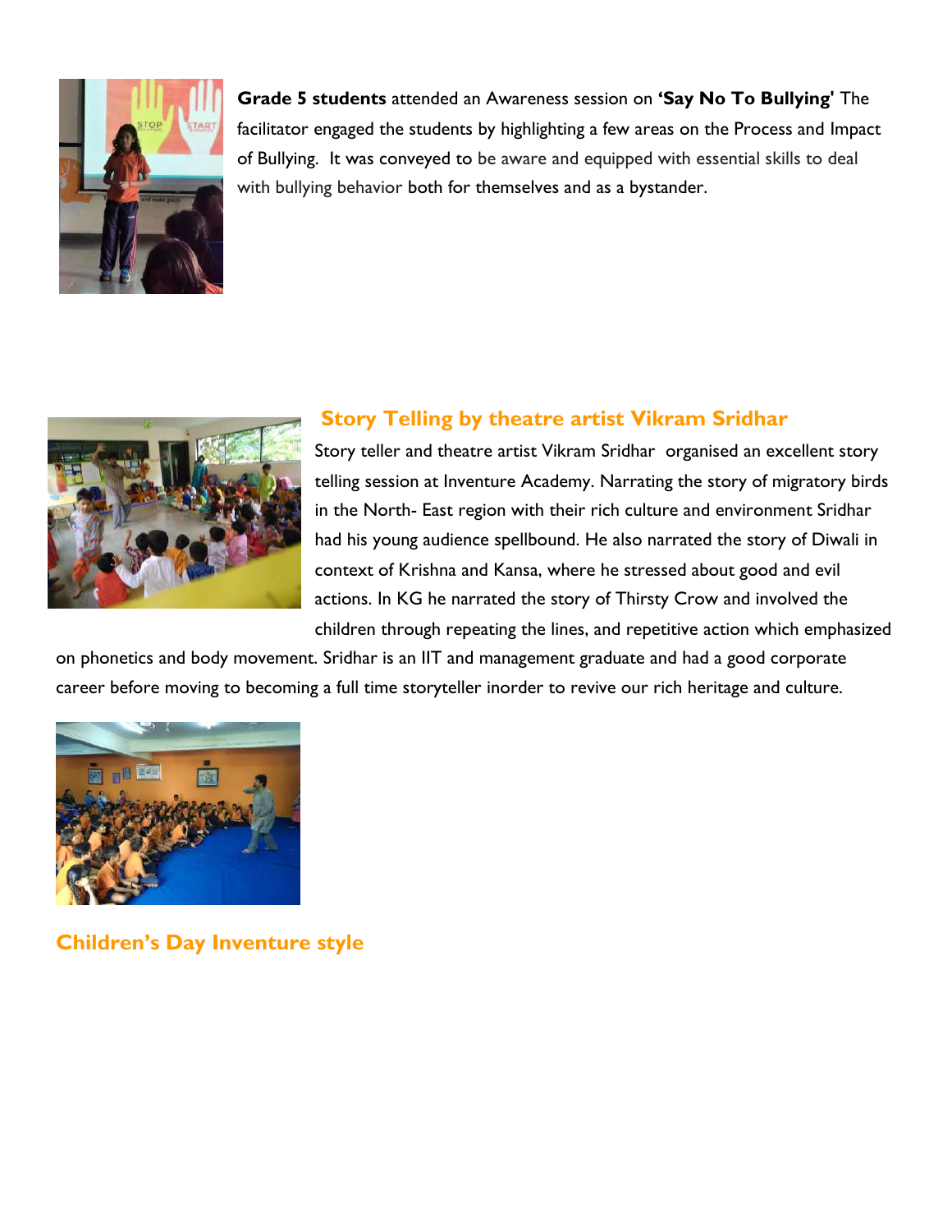**Grade 5 students** attended an Awareness session on **'Say No To Bullying'** The facilitator engaged the students by highlighting a few areas on the Process and Impact of Bullying. It was conveyed to be aware and equipped with essential skills to deal with bullying behavior both for themselves and as a bystander.

## Story Telling by theatre artist Vikram Sridhar

Story teller and theatre artist Vikram Sridhar organised an excellent story telling session at Inventure Academy. Narrating the story of migratory birds in the North- East region with their rich culture and environment Sridhar had his young audience spellbound. He also narrated the story of Diwali in context of Krishna and Kansa, where he stressed about good and evil actions. In KG he narrated the story of Thirsty Crow and involved the children through repeating the lines, and repetitive action which emphasized on phonetics and body movement. Sridhar is an IIT and management graduate and had a good corporate career before moving to becoming a full time storyteller inorder to revive our rich heritage and culture.

## Children's Day Inventure style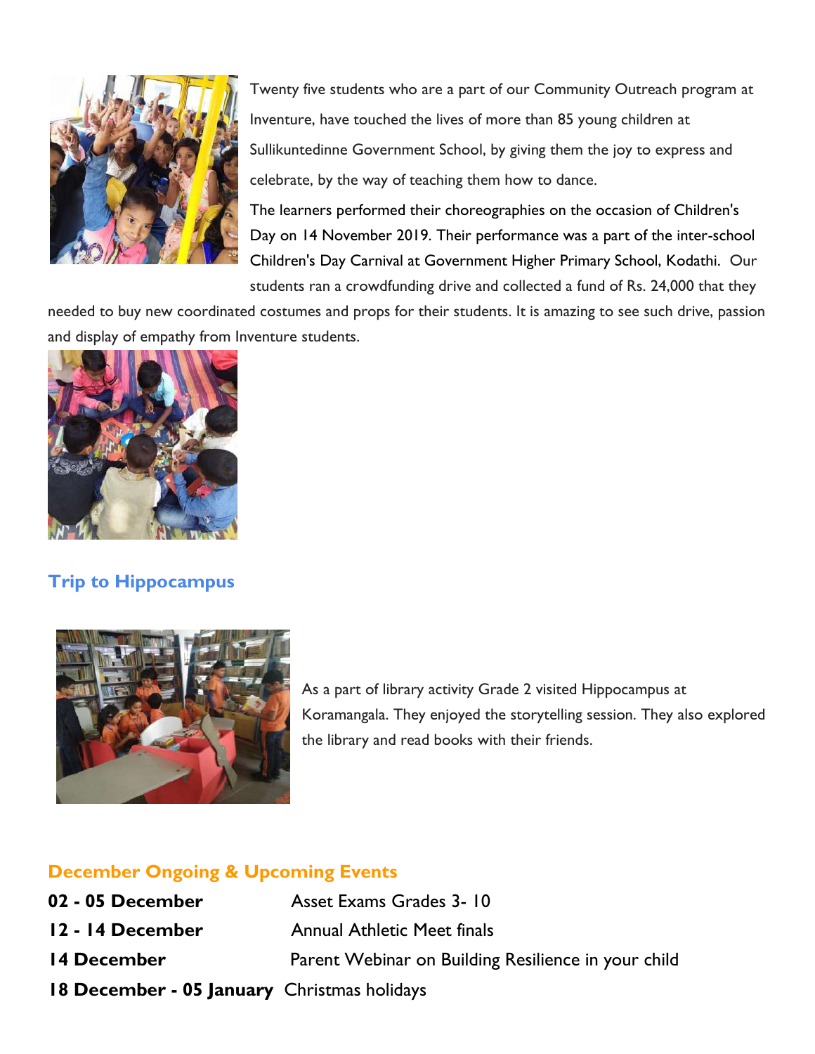Twenty five students who are a part of our Community Outreach program at Inventure, have touched the lives of more than 85 young children at Sullikuntedinne Government School, by giving them the joy to express and celebrate, by the way of teaching them how to dance.

The learners performed their choreographies on the occasion of Children's Day on 14 November 2019. Their performance was a part of the inter-school Children's Day Carnival at Government Higher Primary School, Kodathi. Our students ran a crowdfunding drive and collected a fund of Rs. 24,000 that they needed to buy new coordinated costumes and props for their students. It is amazing to see such drive, passion and display of empathy from Inventure students.

## Trip to Hippocampus

As a part of library activity Grade 2 visited Hippocampus at Koramangala. They enjoyed the storytelling session. They also explored the library and read books with their friends.

## December Ongoing & Upcoming Events

| | |
|---|---|
| **02 - 05 December** | Asset Exams Grades 3- 10 |
| **12 - 14 December** | Annual Athletic Meet finals |
| **14 December** | Parent Webinar on Building Resilience in your child |
| **18 December - 05 January** | Christmas holidays |